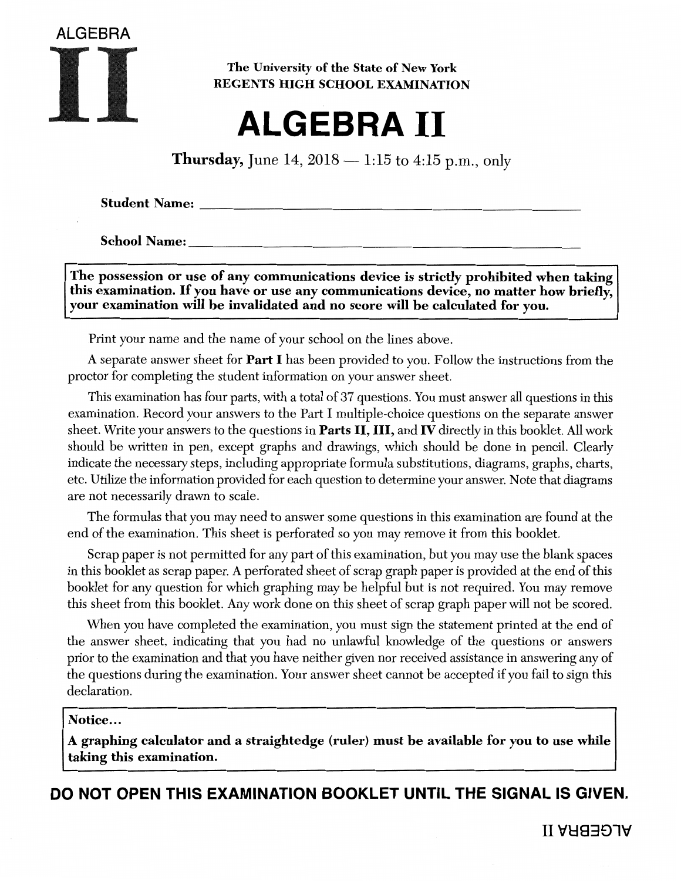ALGEBRA

II

The University of the State of New York
REGENTS HIGH SCHOOL EXAMINATION

# ALGEBRA II

**Thursday,** June 14, 2018 — 1:15 to 4:15 p.m., only

**Student Name:** ______________________________________________

**School Name:** ______________________________________________

**The possession or use of any communications device is strictly prohibited when taking this examination. If you have or use any communications device, no matter how briefly, your examination will be invalidated and no score will be calculated for you.**

Print your name and the name of your school on the lines above.

A separate answer sheet for **Part I** has been provided to you. Follow the instructions from the proctor for completing the student information on your answer sheet.

This examination has four parts, with a total of 37 questions. You must answer all questions in this examination. Record your answers to the Part I multiple-choice questions on the separate answer sheet. Write your answers to the questions in **Parts II, III,** and **IV** directly in this booklet. All work should be written in pen, except graphs and drawings, which should be done in pencil. Clearly indicate the necessary steps, including appropriate formula substitutions, diagrams, graphs, charts, etc. Utilize the information provided for each question to determine your answer. Note that diagrams are not necessarily drawn to scale.

The formulas that you may need to answer some questions in this examination are found at the end of the examination. This sheet is perforated so you may remove it from this booklet.

Scrap paper is not permitted for any part of this examination, but you may use the blank spaces in this booklet as scrap paper. A perforated sheet of scrap graph paper is provided at the end of this booklet for any question for which graphing may be helpful but is not required. You may remove this sheet from this booklet. Any work done on this sheet of scrap graph paper will not be scored.

When you have completed the examination, you must sign the statement printed at the end of the answer sheet, indicating that you had no unlawful knowledge of the questions or answers prior to the examination and that you have neither given nor received assistance in answering any of the questions during the examination. Your answer sheet cannot be accepted if you fail to sign this declaration.

**Notice…**

**A graphing calculator and a straightedge (ruler) must be available for you to use while taking this examination.**

**DO NOT OPEN THIS EXAMINATION BOOKLET UNTIL THE SIGNAL IS GIVEN.**

ALGEBRA II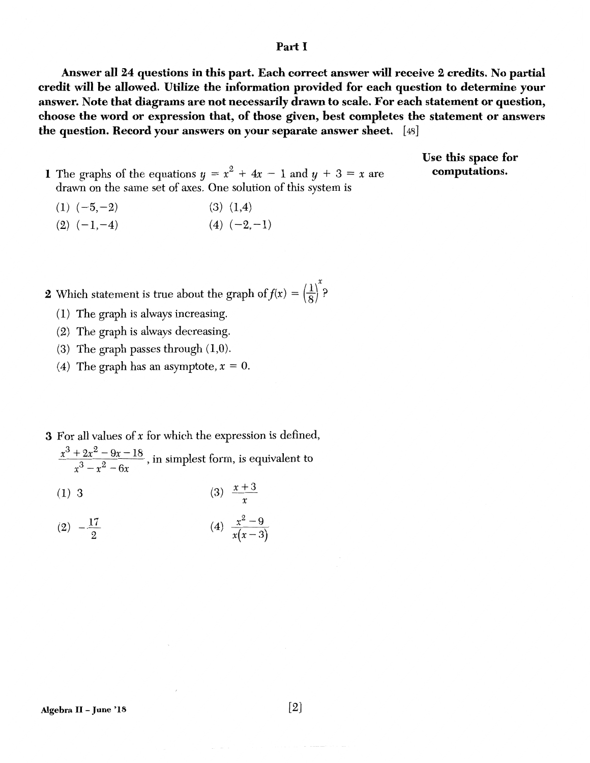## Part I

**Answer all 24 questions in this part. Each correct answer will receive 2 credits. No partial credit will be allowed. Utilize the information provided for each question to determine your answer. Note that diagrams are not necessarily drawn to scale. For each statement or question, choose the word or expression that, of those given, best completes the statement or answers the question. Record your answers on your separate answer sheet.** [48]

**Use this space for computations.**

1 The graphs of the equations $y = x^2 + 4x - 1$ and $y + 3 = x$ are drawn on the same set of axes. One solution of this system is

(1) $(-5,-2)$

(2) $(-1,-4)$

(3) $(1,4)$

(4) $(-2,-1)$

2 Which statement is true about the graph of $f(x) = \left(\frac{1}{8}\right)^x$?

(1) The graph is always increasing.

(2) The graph is always decreasing.

(3) The graph passes through $(1,0)$.

(4) The graph has an asymptote, $x = 0$.

3 For all values of $x$ for which the expression is defined, $\frac{x^3 + 2x^2 - 9x - 18}{x^3 - x^2 - 6x}$, in simplest form, is equivalent to

(1) $3$

(2) $-\frac{17}{2}$

(3) $\frac{x+3}{x}$

(4) $\frac{x^2 - 9}{x(x-3)}$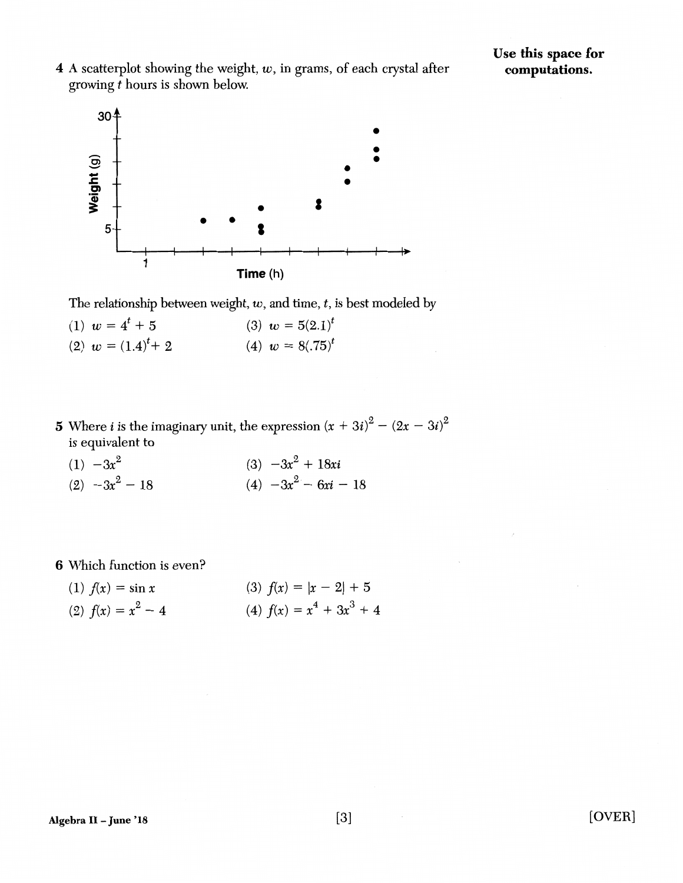**Use this space for computations.**

4 A scatterplot showing the weight, $w$, in grams, of each crystal after growing $t$ hours is shown below.

The relationship between weight, $w$, and time, $t$, is best modeled by

(1) $w = 4^t + 5$

(2) $w = (1.4)^t + 2$

(3) $w = 5(2.1)^t$

(4) $w = 8(.75)^t$

5 Where $i$ is the imaginary unit, the expression $(x + 3i)^2 - (2x - 3i)^2$ is equivalent to

(1) $-3x^2$

(2) $-3x^2 - 18$

(3) $-3x^2 + 18xi$

(4) $-3x^2 - 6xi - 18$

6 Which function is even?

(1) $f(x) = \sin x$

(2) $f(x) = x^2 - 4$

(3) $f(x) = |x - 2| + 5$

(4) $f(x) = x^4 + 3x^3 + 4$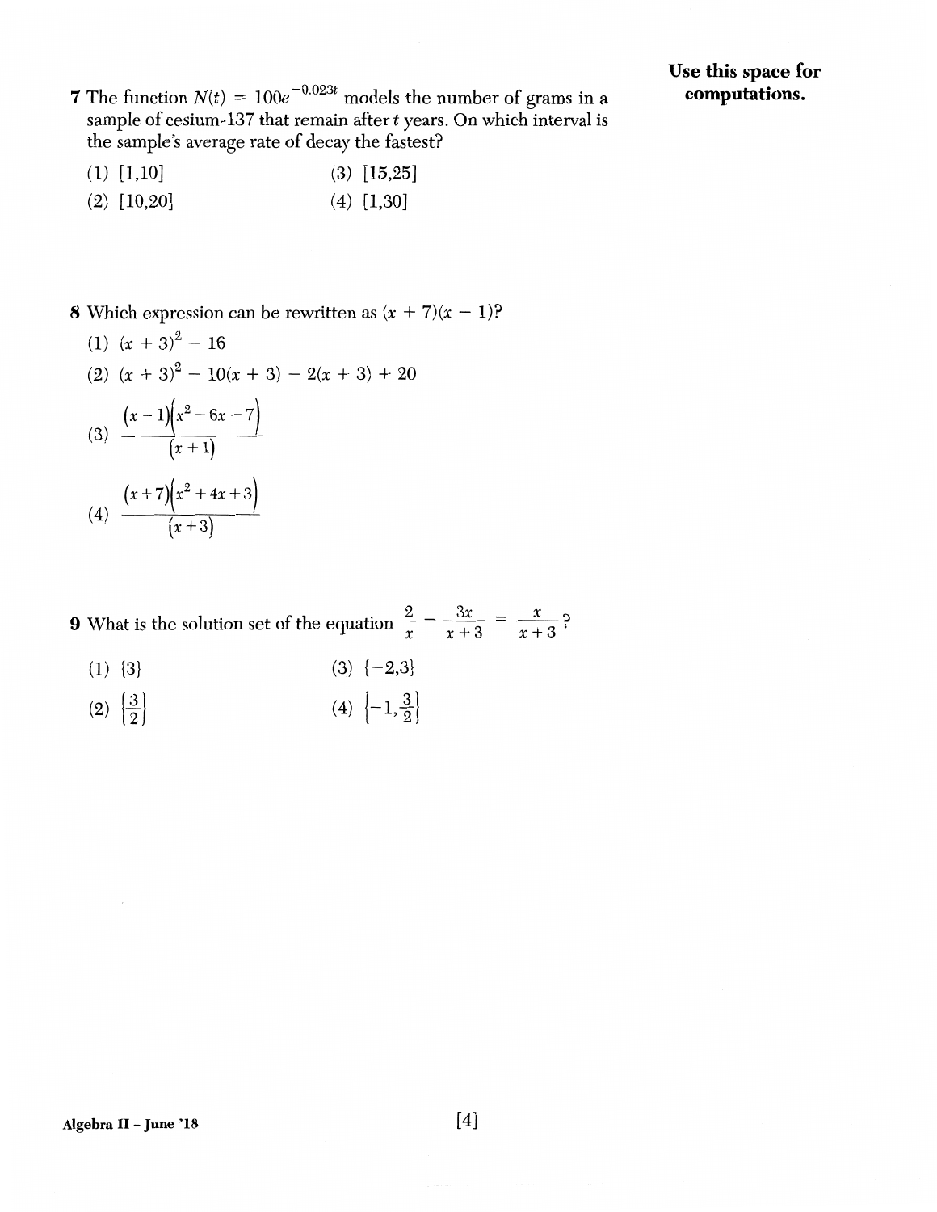**Use this space for computations.**

7 The function $N(t) = 100e^{-0.023t}$ models the number of grams in a sample of cesium-137 that remain after $t$ years. On which interval is the sample's average rate of decay the fastest?

(1) [1,10]

(2) [10,20]

(3) [15,25]

(4) [1,30]

8 Which expression can be rewritten as $(x + 7)(x - 1)$?

(1) $(x + 3)^2 - 16$

(2) $(x + 3)^2 - 10(x + 3) - 2(x + 3) + 20$

(3) $\dfrac{(x-1)(x^2-6x-7)}{(x+1)}$

(4) $\dfrac{(x+7)(x^2+4x+3)}{(x+3)}$

9 What is the solution set of the equation $\dfrac{2}{x} - \dfrac{3x}{x+3} = \dfrac{x}{x+3}$?

(1) $\{3\}$

(2) $\left\{\dfrac{3}{2}\right\}$

(3) $\{-2,3\}$

(4) $\left\{-1,\dfrac{3}{2}\right\}$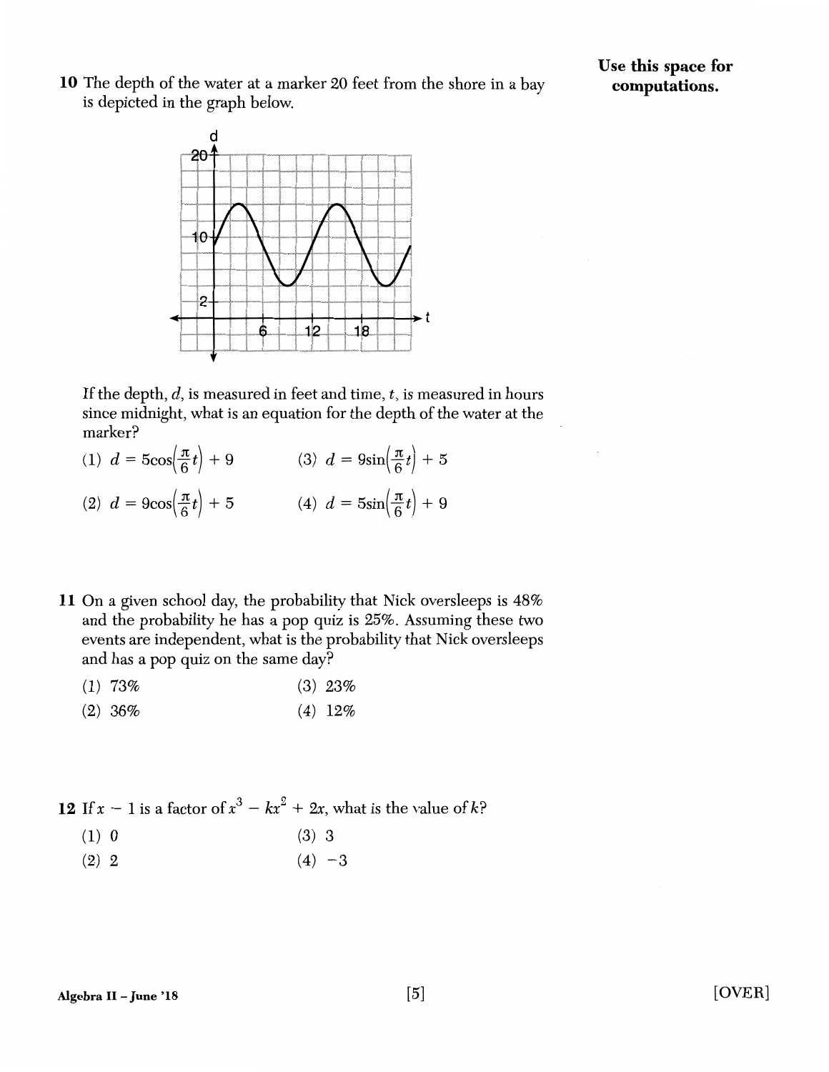**Use this space for computations.**

10 The depth of the water at a marker 20 feet from the shore in a bay is depicted in the graph below.

If the depth, $d$, is measured in feet and time, $t$, is measured in hours since midnight, what is an equation for the depth of the water at the marker?

(1) $d = 5\cos\left(\frac{\pi}{6}t\right) + 9$

(2) $d = 9\cos\left(\frac{\pi}{6}t\right) + 5$

(3) $d = 9\sin\left(\frac{\pi}{6}t\right) + 5$

(4) $d = 5\sin\left(\frac{\pi}{6}t\right) + 9$

11 On a given school day, the probability that Nick oversleeps is 48% and the probability he has a pop quiz is 25%. Assuming these two events are independent, what is the probability that Nick oversleeps and has a pop quiz on the same day?

(1) 73%

(2) 36%

(3) 23%

(4) 12%

12 If $x - 1$ is a factor of $x^3 - kx^2 + 2x$, what is the value of $k$?

(1) 0

(2) 2

(3) 3

(4) $-3$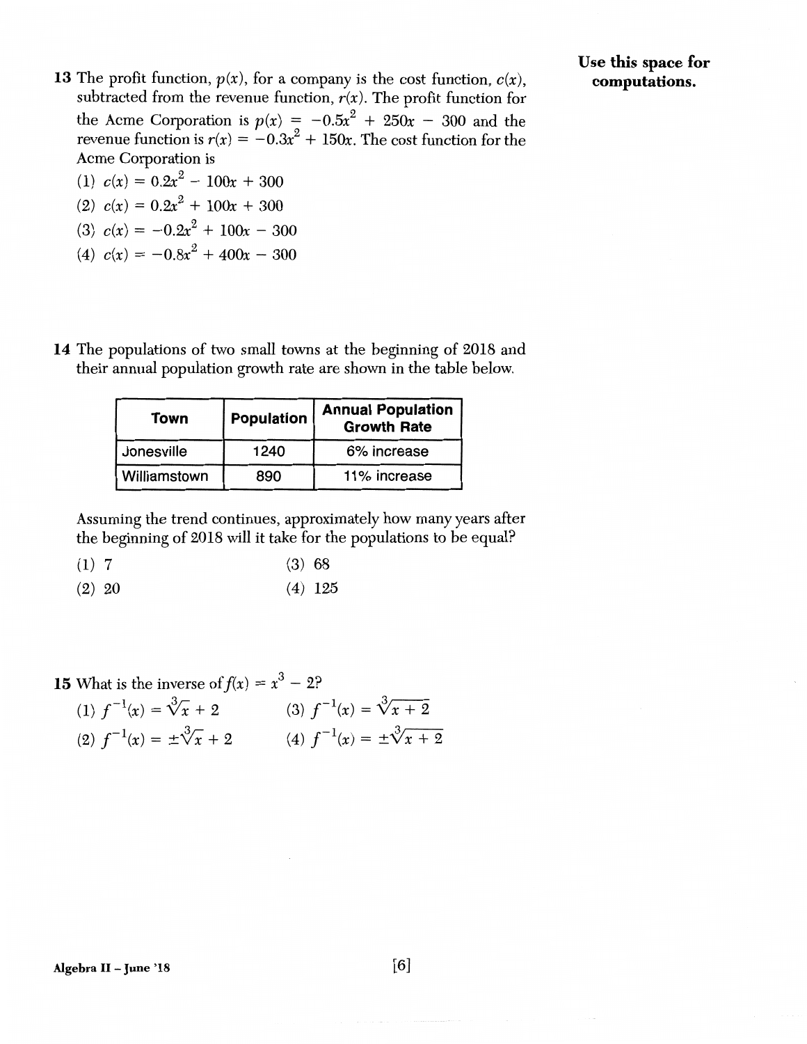**Use this space for computations.**

13 The profit function, $p(x)$, for a company is the cost function, $c(x)$, subtracted from the revenue function, $r(x)$. The profit function for the Acme Corporation is $p(x) = -0.5x^2 + 250x - 300$ and the revenue function is $r(x) = -0.3x^2 + 150x$. The cost function for the Acme Corporation is

(1) $c(x) = 0.2x^2 - 100x + 300$

(2) $c(x) = 0.2x^2 + 100x + 300$

(3) $c(x) = -0.2x^2 + 100x - 300$

(4) $c(x) = -0.8x^2 + 400x - 300$

14 The populations of two small towns at the beginning of 2018 and their annual population growth rate are shown in the table below.

| Town | Population | Annual Population Growth Rate |
|---|---|---|
| Jonesville | 1240 | 6% increase |
| Williamstown | 890 | 11% increase |

Assuming the trend continues, approximately how many years after the beginning of 2018 will it take for the populations to be equal?

(1) 7

(2) 20

(3) 68

(4) 125

15 What is the inverse of $f(x) = x^3 - 2$?

(1) $f^{-1}(x) = \sqrt[3]{x} + 2$

(2) $f^{-1}(x) = \pm\sqrt[3]{x} + 2$

(3) $f^{-1}(x) = \sqrt[3]{x + 2}$

(4) $f^{-1}(x) = \pm\sqrt[3]{x + 2}$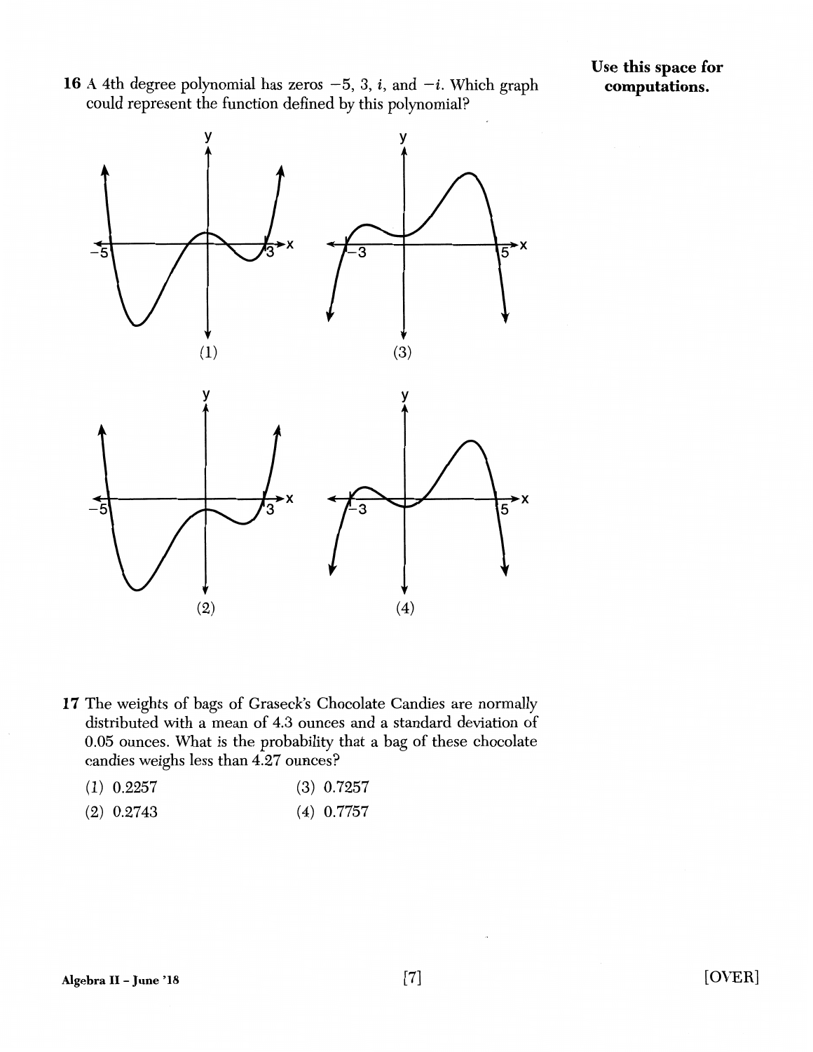Use this space for computations.

16 A 4th degree polynomial has zeros $-5$, $3$, $i$, and $-i$. Which graph could represent the function defined by this polynomial?

(1)

(3)

(2)

(4)

17 The weights of bags of Graseck's Chocolate Candies are normally distributed with a mean of 4.3 ounces and a standard deviation of 0.05 ounces. What is the probability that a bag of these chocolate candies weighs less than 4.27 ounces?

(1) 0.2257

(2) 0.2743

(3) 0.7257

(4) 0.7757

[OVER]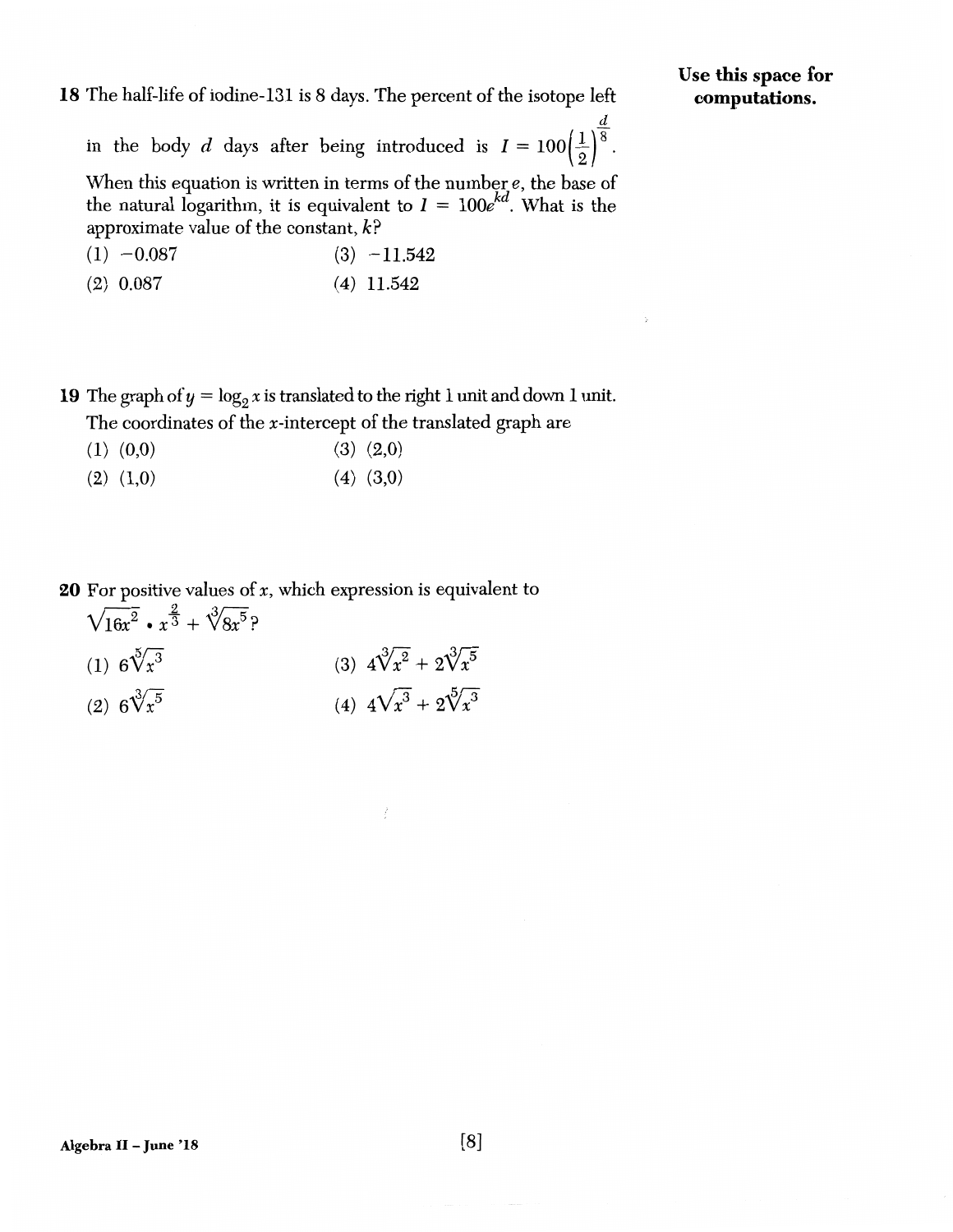**Use this space for computations.**

18 The half-life of iodine-131 is 8 days. The percent of the isotope left in the body $d$ days after being introduced is $I = 100\left(\frac{1}{2}\right)^{\frac{d}{8}}$. When this equation is written in terms of the number $e$, the base of the natural logarithm, it is equivalent to $I = 100e^{kd}$. What is the approximate value of the constant, $k$?

(1) $-0.087$

(2) $0.087$

(3) $-11.542$

(4) $11.542$

19 The graph of $y = \log_2 x$ is translated to the right 1 unit and down 1 unit. The coordinates of the $x$-intercept of the translated graph are

(1) (0,0)

(2) (1,0)

(3) (2,0)

(4) (3,0)

20 For positive values of $x$, which expression is equivalent to $\sqrt{16x^2} \cdot x^{\frac{2}{3}} + \sqrt[3]{8x^5}$?

(1) $6\sqrt[5]{x^3}$

(2) $6\sqrt[3]{x^5}$

(3) $4\sqrt[3]{x^2} + 2\sqrt[3]{x^5}$

(4) $4\sqrt{x^3} + 2\sqrt[5]{x^3}$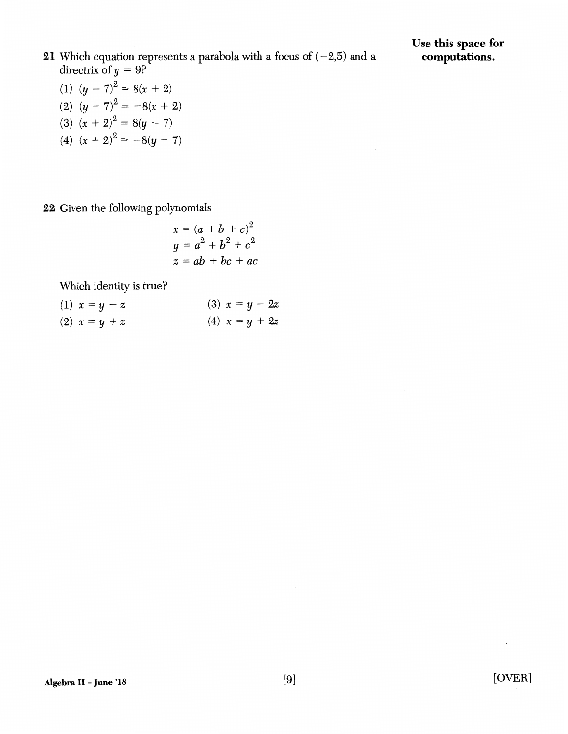**Use this space for computations.**

**21** Which equation represents a parabola with a focus of $(-2,5)$ and a directrix of $y = 9$?

(1) $(y - 7)^2 = 8(x + 2)$

(2) $(y - 7)^2 = -8(x + 2)$

(3) $(x + 2)^2 = 8(y - 7)$

(4) $(x + 2)^2 = -8(y - 7)$

**22** Given the following polynomials

$$x = (a + b + c)^2$$
$$y = a^2 + b^2 + c^2$$
$$z = ab + bc + ac$$

Which identity is true?

(1) $x = y - z$

(2) $x = y + z$

(3) $x = y - 2z$

(4) $x = y + 2z$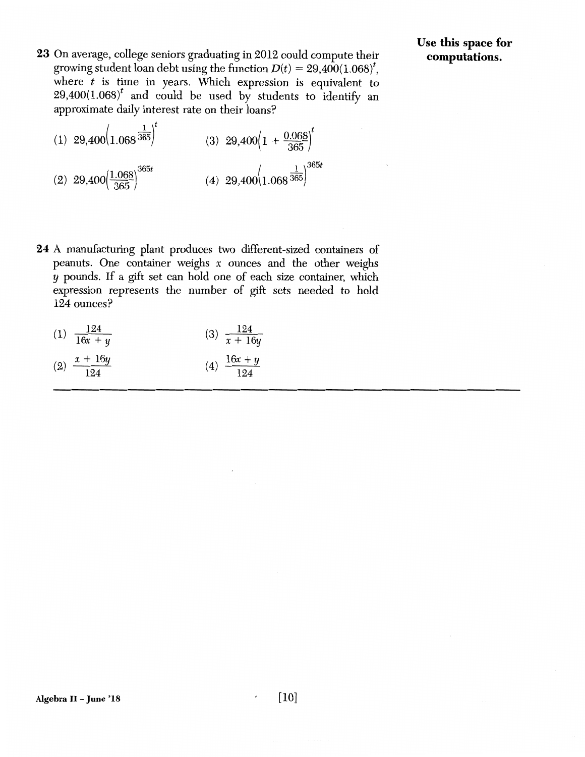**Use this space for computations.**

23 On average, college seniors graduating in 2012 could compute their growing student loan debt using the function $D(t) = 29{,}400(1.068)^t$, where $t$ is time in years. Which expression is equivalent to $29{,}400(1.068)^t$ and could be used by students to identify an approximate daily interest rate on their loans?

(1) $29{,}400\left(1.068^{\frac{1}{365}}\right)^t$

(2) $29{,}400\left(\frac{1.068}{365}\right)^{365t}$

(3) $29{,}400\left(1 + \frac{0.068}{365}\right)^t$

(4) $29{,}400\left(1.068^{\frac{1}{365}}\right)^{365t}$

24 A manufacturing plant produces two different-sized containers of peanuts. One container weighs $x$ ounces and the other weighs $y$ pounds. If a gift set can hold one of each size container, which expression represents the number of gift sets needed to hold 124 ounces?

(1) $\frac{124}{16x + y}$

(2) $\frac{x + 16y}{124}$

(3) $\frac{124}{x + 16y}$

(4) $\frac{16x + y}{124}$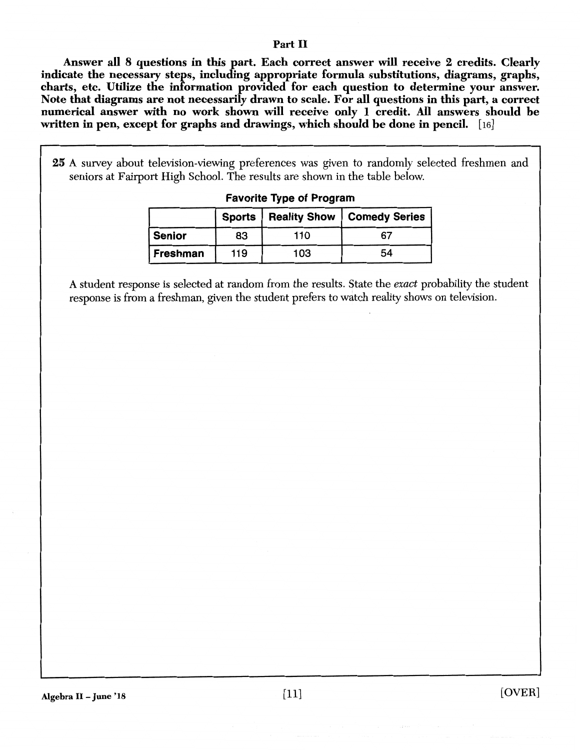## Part II

**Answer all 8 questions in this part. Each correct answer will receive 2 credits. Clearly indicate the necessary steps, including appropriate formula substitutions, diagrams, graphs, charts, etc. Utilize the information provided for each question to determine your answer. Note that diagrams are not necessarily drawn to scale. For all questions in this part, a correct numerical answer with no work shown will receive only 1 credit. All answers should be written in pen, except for graphs and drawings, which should be done in pencil.** [16]

**25** A survey about television-viewing preferences was given to randomly selected freshmen and seniors at Fairport High School. The results are shown in the table below.

**Favorite Type of Program**

| | Sports | Reality Show | Comedy Series |
|---|---|---|---|
| **Senior** | 83 | 110 | 67 |
| **Freshman** | 119 | 103 | 54 |

A student response is selected at random from the results. State the *exact* probability the student response is from a freshman, given the student prefers to watch reality shows on television.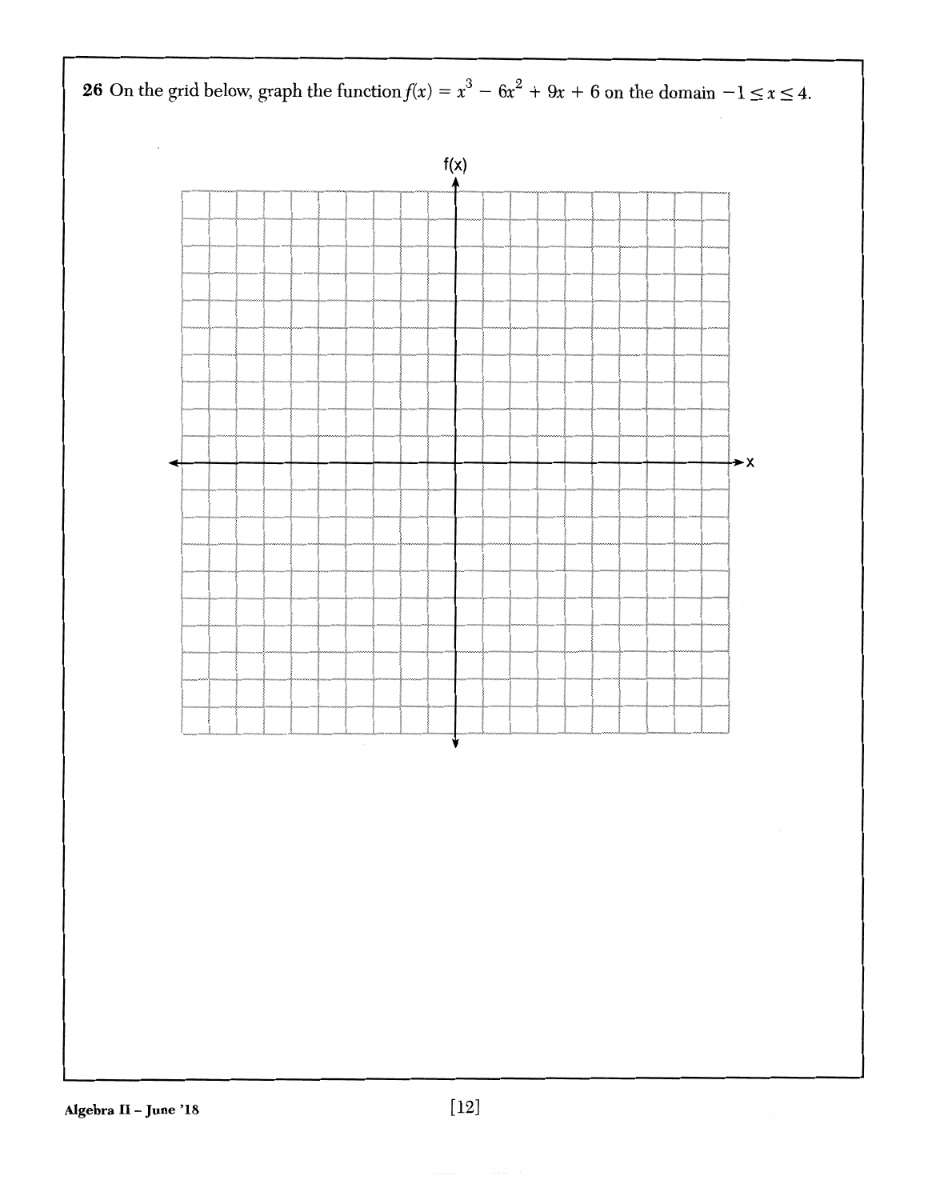**26** On the grid below, graph the function $f(x) = x^3 - 6x^2 + 9x + 6$ on the domain $-1 \leq x \leq 4$.

f(x)

x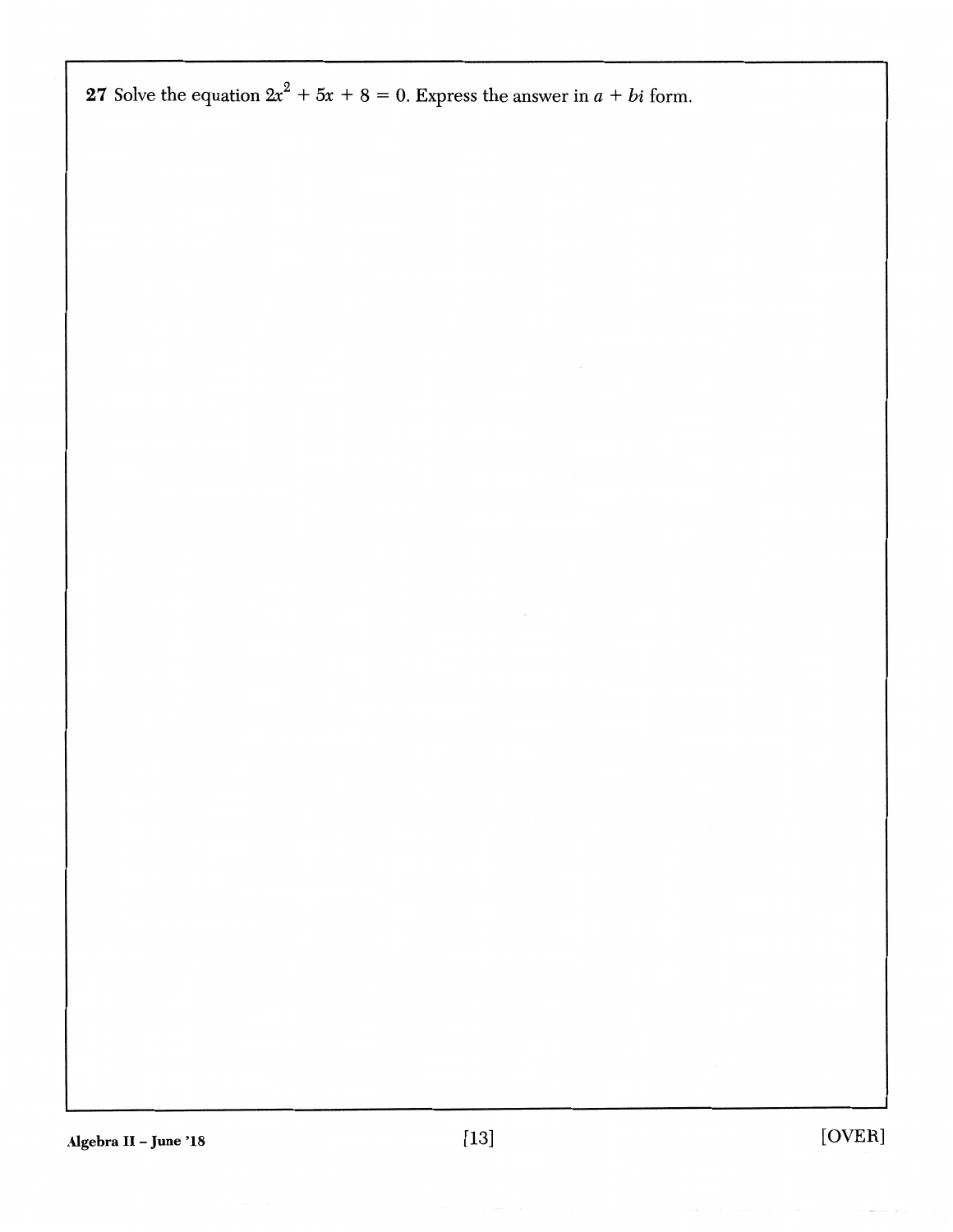**27** Solve the equation $2x^2 + 5x + 8 = 0$. Express the answer in $a + bi$ form.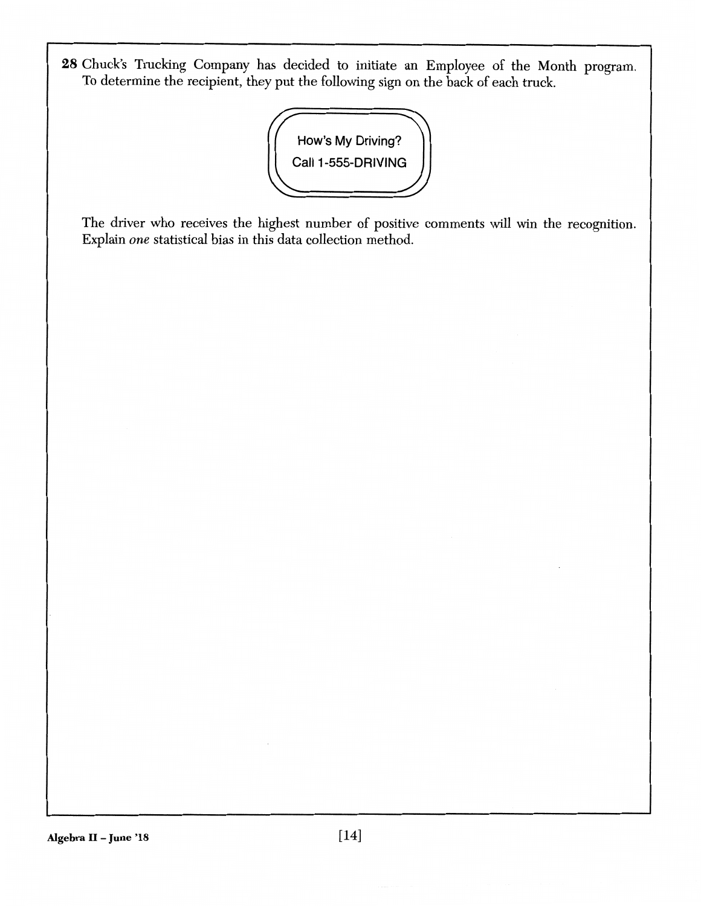**28** Chuck's Trucking Company has decided to initiate an Employee of the Month program. To determine the recipient, they put the following sign on the back of each truck.

How's My Driving?
Call 1-555-DRIVING

The driver who receives the highest number of positive comments will win the recognition. Explain *one* statistical bias in this data collection method.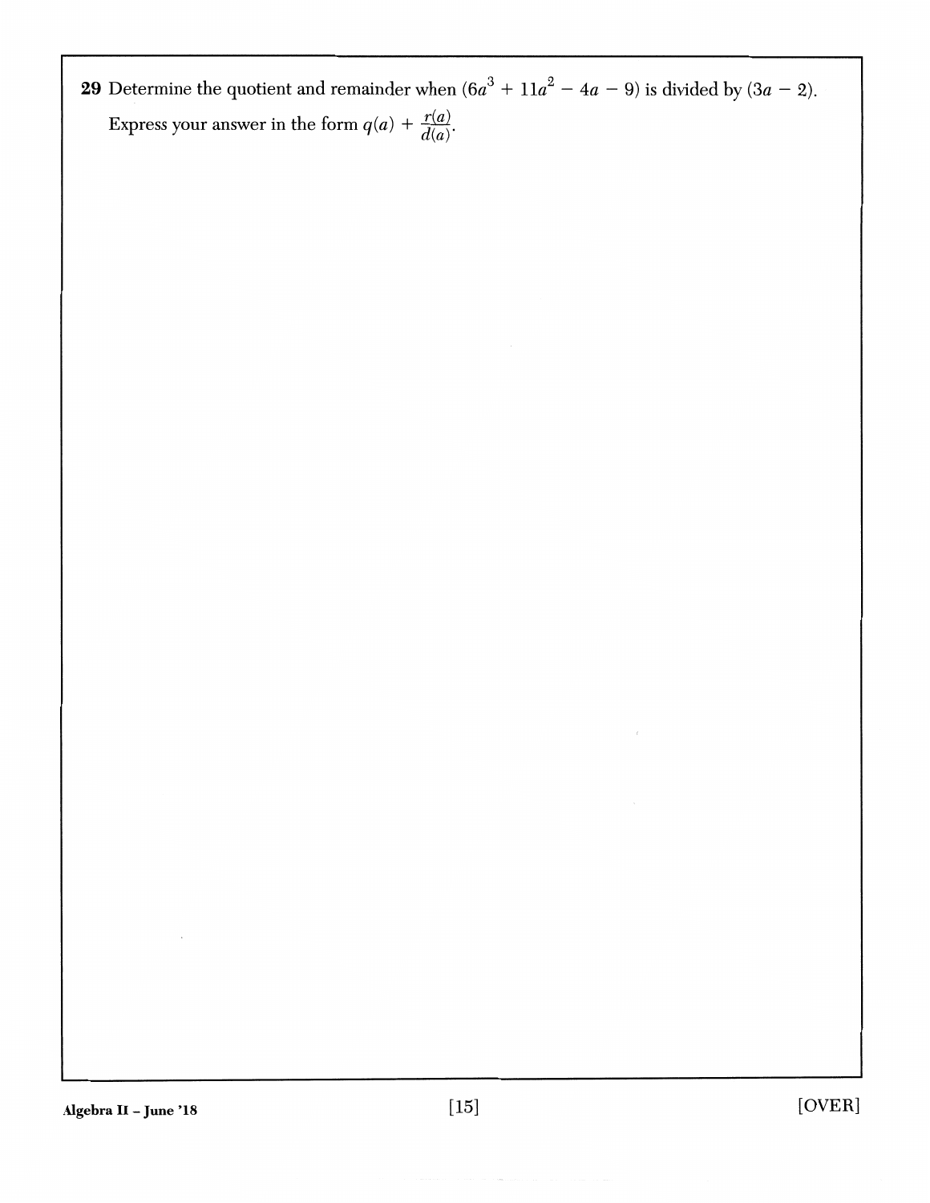**29** Determine the quotient and remainder when $(6a^3 + 11a^2 - 4a - 9)$ is divided by $(3a - 2)$. Express your answer in the form $q(a) + \frac{r(a)}{d(a)}$.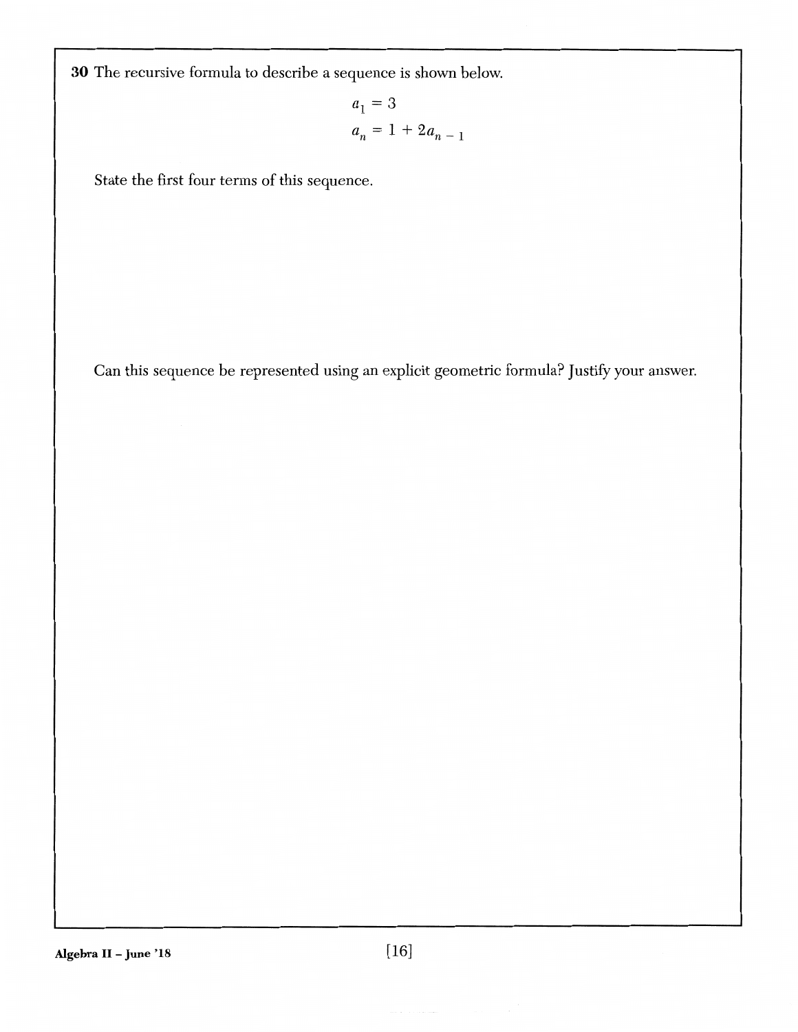**30** The recursive formula to describe a sequence is shown below.

$$a_1 = 3$$
$$a_n = 1 + 2a_{n-1}$$

State the first four terms of this sequence.

Can this sequence be represented using an explicit geometric formula? Justify your answer.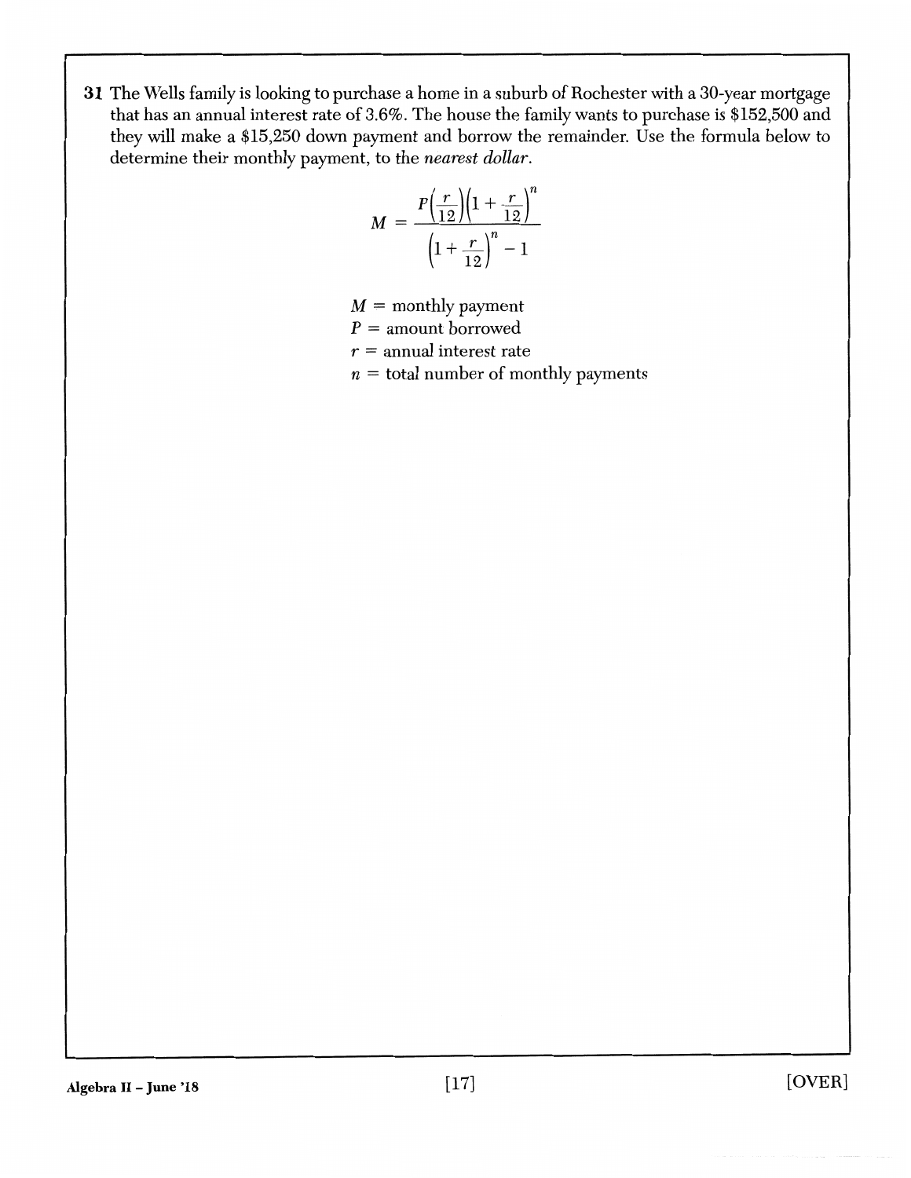**31** The Wells family is looking to purchase a home in a suburb of Rochester with a 30-year mortgage that has an annual interest rate of 3.6%. The house the family wants to purchase is $152,500 and they will make a $15,250 down payment and borrow the remainder. Use the formula below to determine their monthly payment, to the *nearest dollar*.

$$M = \frac{P\left(\frac{r}{12}\right)\left(1 + \frac{r}{12}\right)^n}{\left(1 + \frac{r}{12}\right)^n - 1}$$

$M$ = monthly payment
$P$ = amount borrowed
$r$ = annual interest rate
$n$ = total number of monthly payments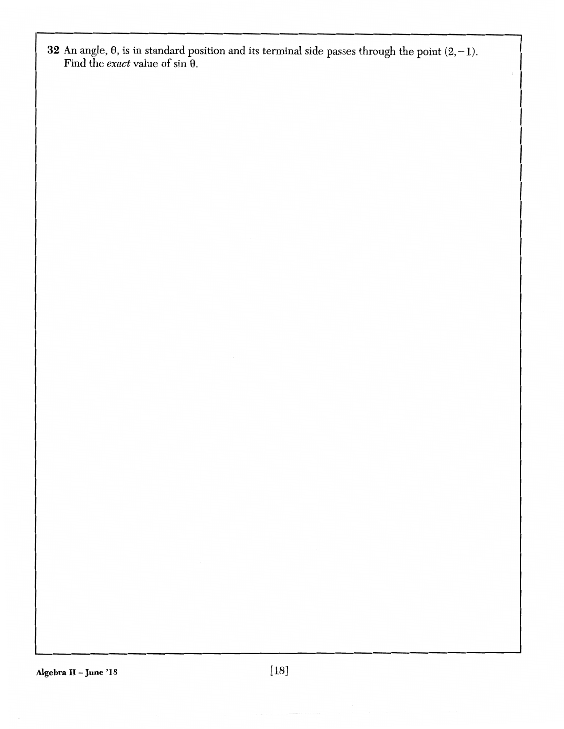**32** An angle, $\theta$, is in standard position and its terminal side passes through the point $(2, -1)$. Find the *exact* value of $\sin \theta$.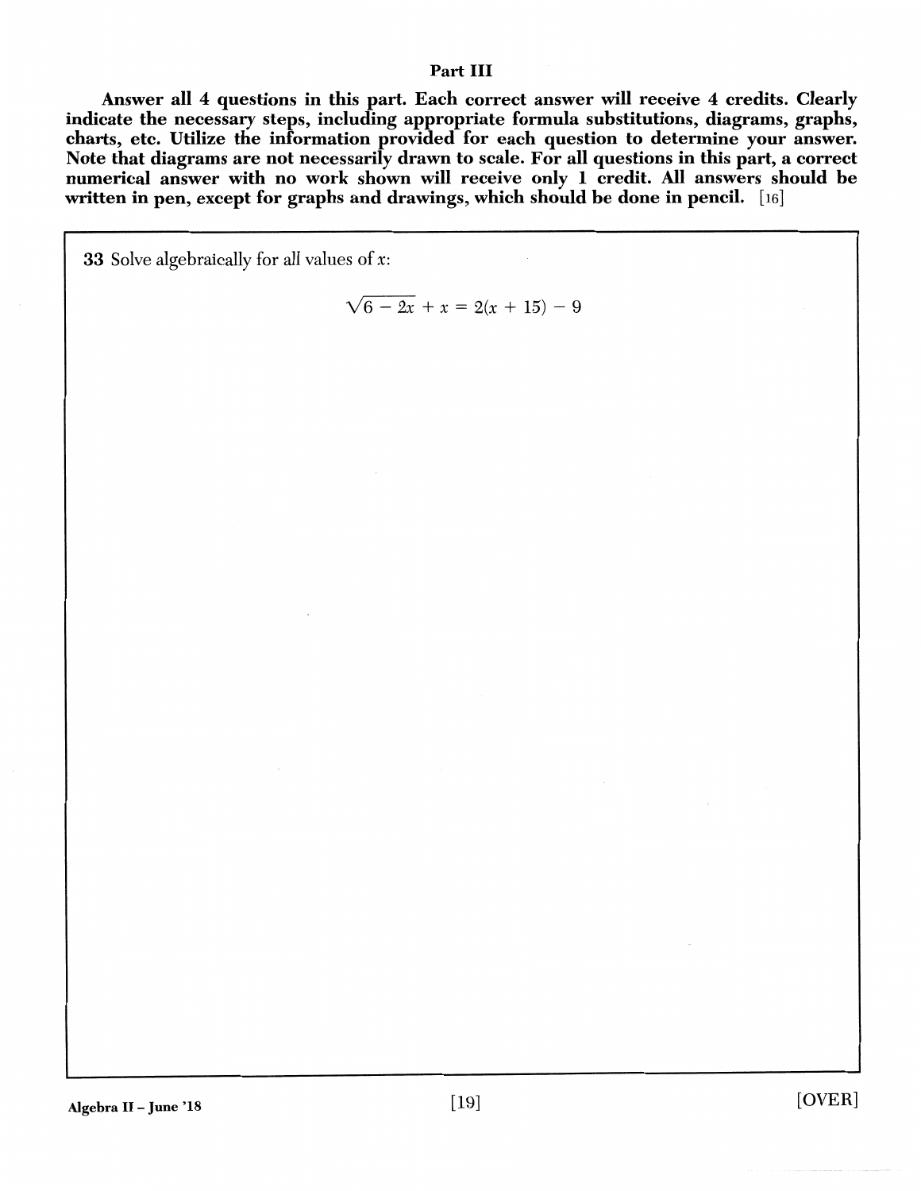## Part III

**Answer all 4 questions in this part. Each correct answer will receive 4 credits. Clearly indicate the necessary steps, including appropriate formula substitutions, diagrams, graphs, charts, etc. Utilize the information provided for each question to determine your answer. Note that diagrams are not necessarily drawn to scale. For all questions in this part, a correct numerical answer with no work shown will receive only 1 credit. All answers should be written in pen, except for graphs and drawings, which should be done in pencil.** [16]

**33** Solve algebraically for all values of $x$:

$$\sqrt{6 - 2x} + x = 2(x + 15) - 9$$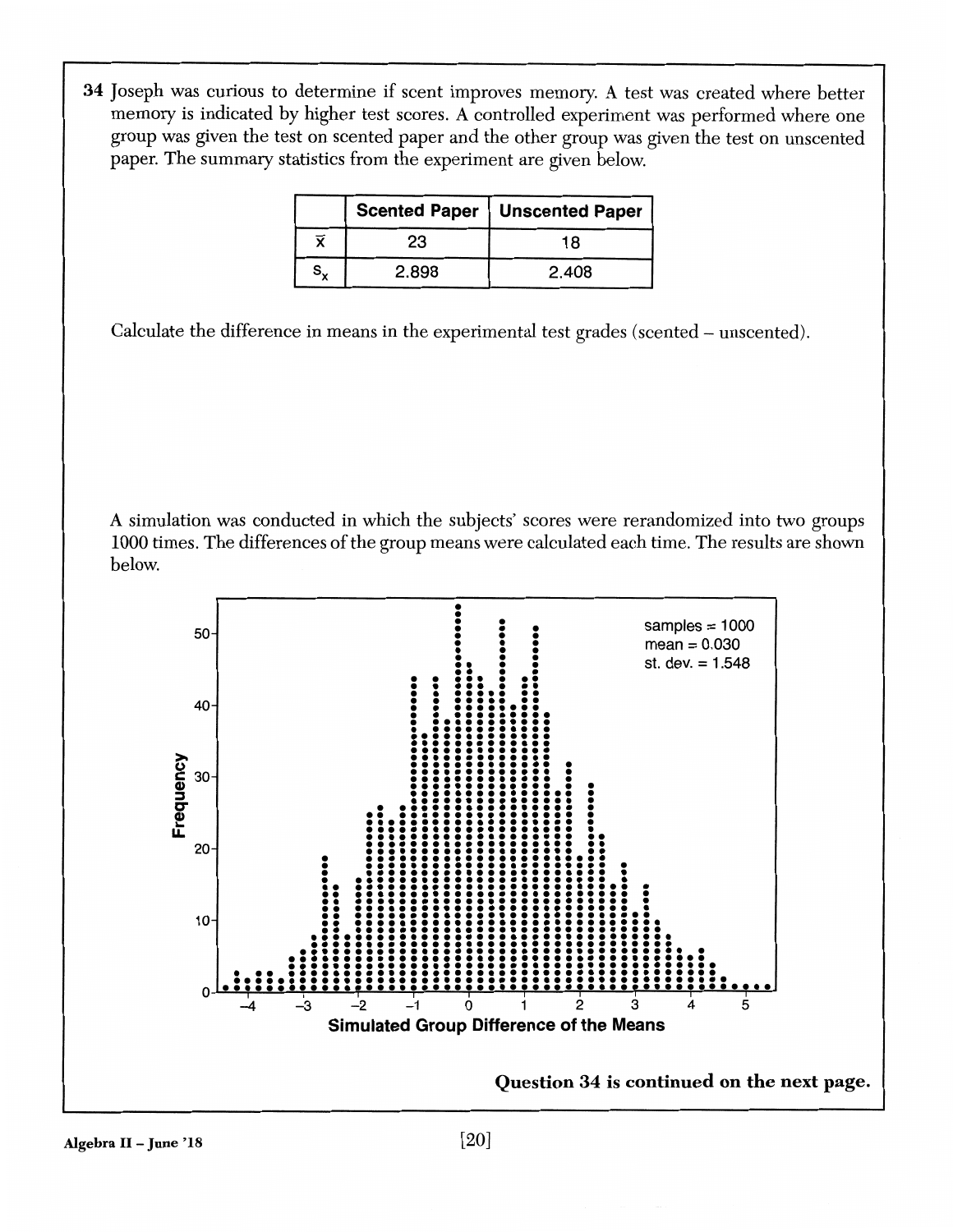**34** Joseph was curious to determine if scent improves memory. A test was created where better memory is indicated by higher test scores. A controlled experiment was performed where one group was given the test on scented paper and the other group was given the test on unscented paper. The summary statistics from the experiment are given below.

| | Scented Paper | Unscented Paper |
|---|---|---|
| $\bar{x}$ | 23 | 18 |
| $s_x$ | 2.898 | 2.408 |

Calculate the difference in means in the experimental test grades (scented – unscented).

A simulation was conducted in which the subjects' scores were rerandomized into two groups 1000 times. The differences of the group means were calculated each time. The results are shown below.

samples = 1000
mean = 0.030
st. dev. = 1.548

Frequency

Simulated Group Difference of the Means

**Question 34 is continued on the next page.**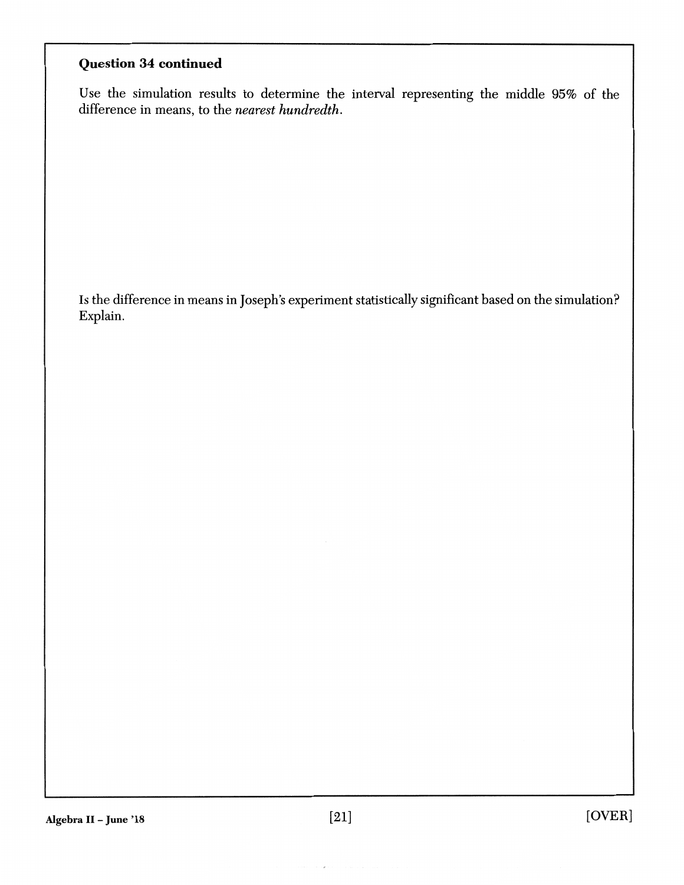**Question 34 continued**

Use the simulation results to determine the interval representing the middle 95% of the difference in means, to the *nearest hundredth*.

Is the difference in means in Joseph's experiment statistically significant based on the simulation? Explain.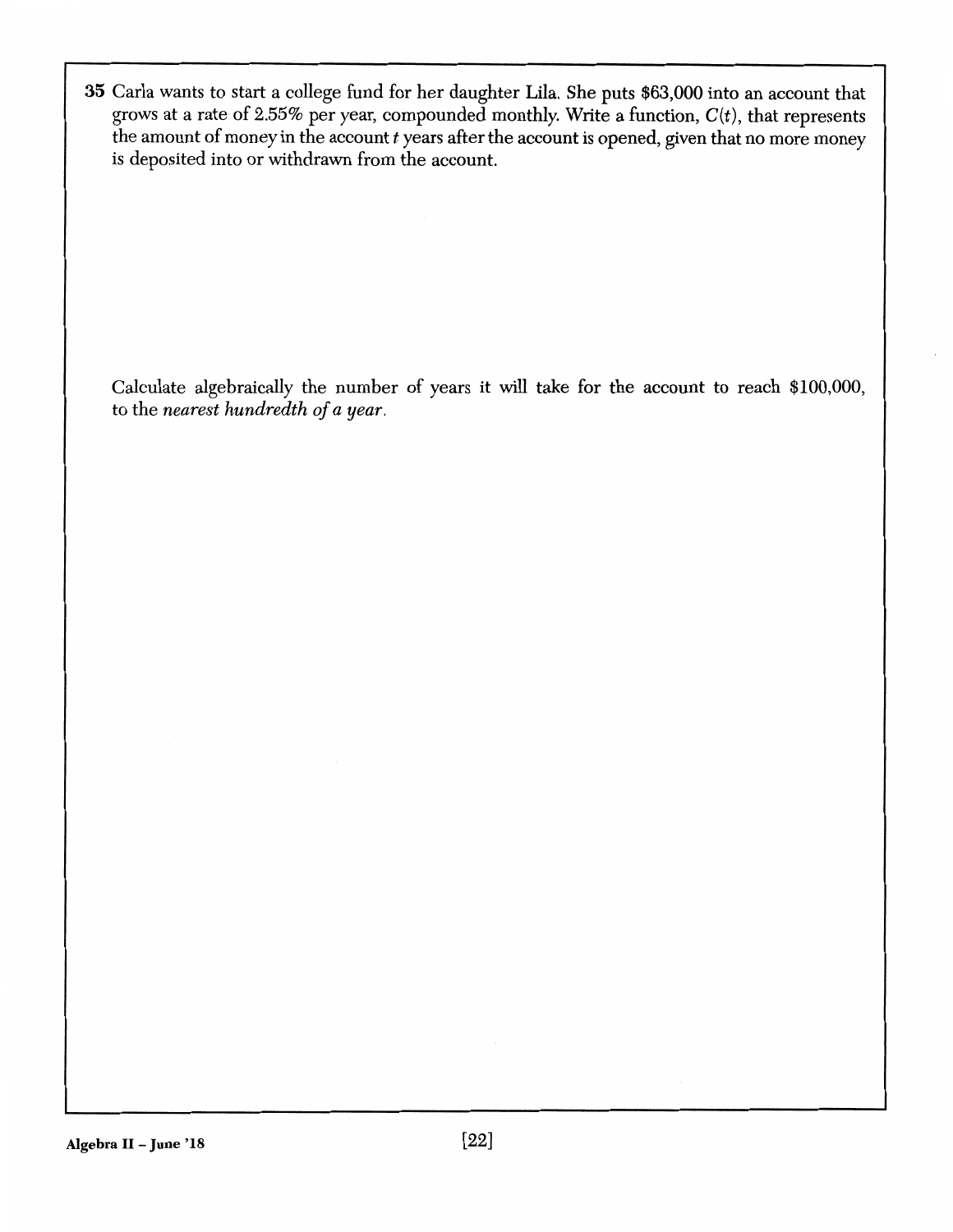**35** Carla wants to start a college fund for her daughter Lila. She puts \$63,000 into an account that grows at a rate of 2.55% per year, compounded monthly. Write a function, $C(t)$, that represents the amount of money in the account $t$ years after the account is opened, given that no more money is deposited into or withdrawn from the account.

Calculate algebraically the number of years it will take for the account to reach \$100,000, to the *nearest hundredth of a year*.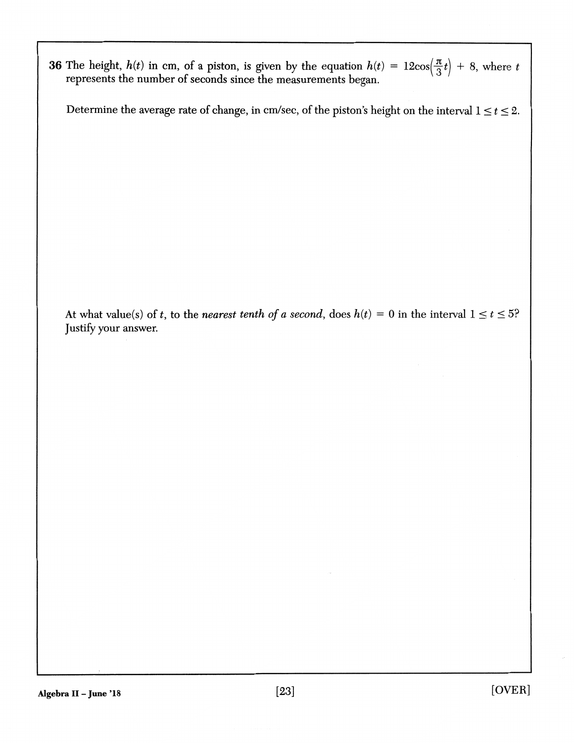**36** The height, $h(t)$ in cm, of a piston, is given by the equation $h(t) = 12\cos\left(\frac{\pi}{3}t\right) + 8$, where $t$ represents the number of seconds since the measurements began.

Determine the average rate of change, in cm/sec, of the piston's height on the interval $1 \leq t \leq 2$.

At what value(s) of $t$, to the *nearest tenth of a second*, does $h(t) = 0$ in the interval $1 \leq t \leq 5$? Justify your answer.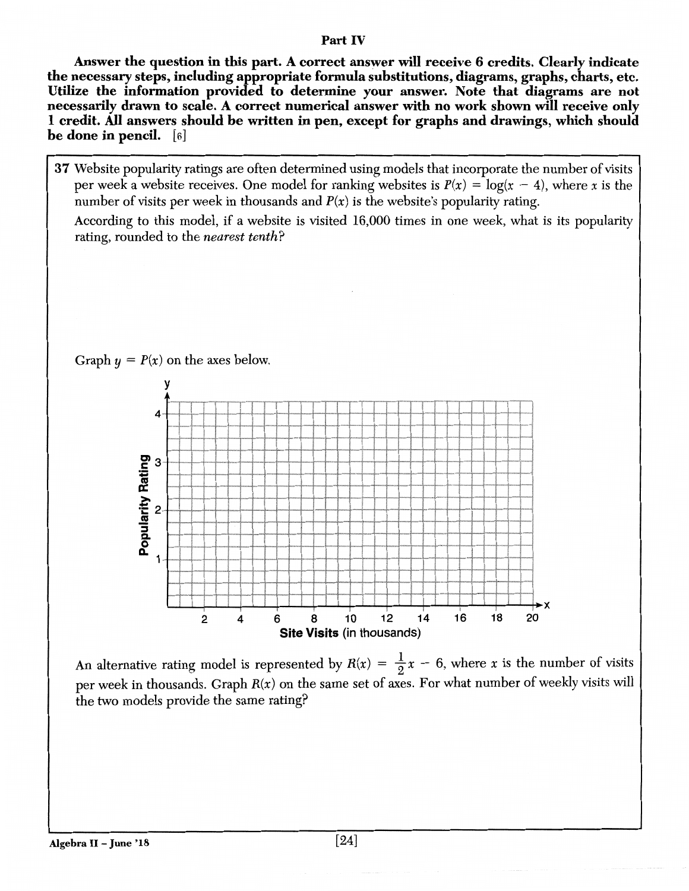## Part IV

**Answer the question in this part. A correct answer will receive 6 credits. Clearly indicate the necessary steps, including appropriate formula substitutions, diagrams, graphs, charts, etc. Utilize the information provided to determine your answer. Note that diagrams are not necessarily drawn to scale. A correct numerical answer with no work shown will receive only 1 credit. All answers should be written in pen, except for graphs and drawings, which should be done in pencil.** [6]

**37** Website popularity ratings are often determined using models that incorporate the number of visits per week a website receives. One model for ranking websites is $P(x) = \log(x - 4)$, where $x$ is the number of visits per week in thousands and $P(x)$ is the website's popularity rating.

According to this model, if a website is visited 16,000 times in one week, what is its popularity rating, rounded to the *nearest tenth*?

Graph $y = P(x)$ on the axes below.

y

4
3
2
1

Popularity Rating

2 4 6 8 10 12 14 16 18 20

x

**Site Visits** (in thousands)

An alternative rating model is represented by $R(x) = \frac{1}{2}x - 6$, where $x$ is the number of visits per week in thousands. Graph $R(x)$ on the same set of axes. For what number of weekly visits will the two models provide the same rating?